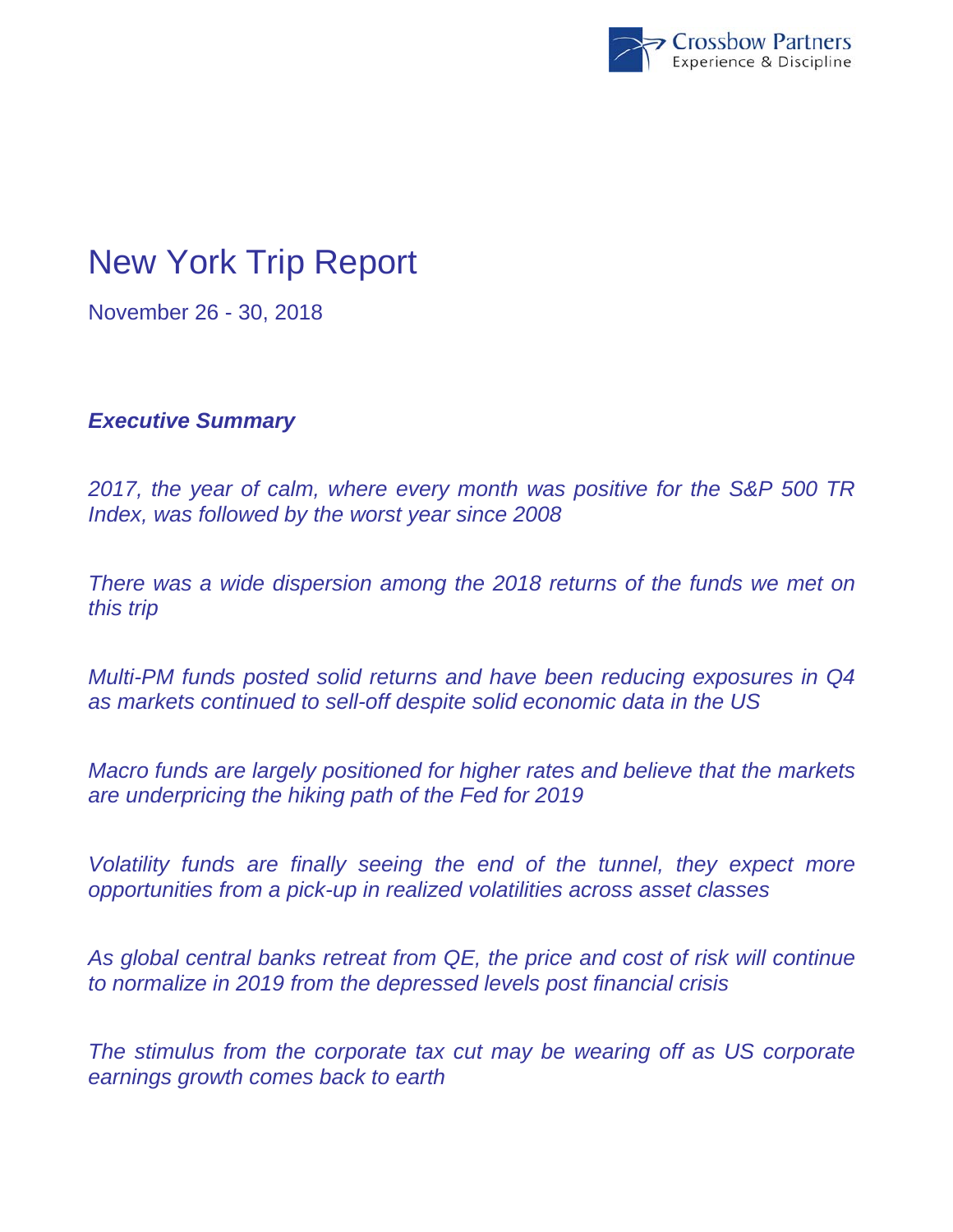Crossbow Partners
Experience & Discipline

# New York Trip Report

November 26 - 30, 2018

***Executive Summary***

*2017, the year of calm, where every month was positive for the S&P 500 TR Index, was followed by the worst year since 2008*

*There was a wide dispersion among the 2018 returns of the funds we met on this trip*

*Multi-PM funds posted solid returns and have been reducing exposures in Q4 as markets continued to sell-off despite solid economic data in the US*

*Macro funds are largely positioned for higher rates and believe that the markets are underpricing the hiking path of the Fed for 2019*

*Volatility funds are finally seeing the end of the tunnel, they expect more opportunities from a pick-up in realized volatilities across asset classes*

*As global central banks retreat from QE, the price and cost of risk will continue to normalize in 2019 from the depressed levels post financial crisis*

*The stimulus from the corporate tax cut may be wearing off as US corporate earnings growth comes back to earth*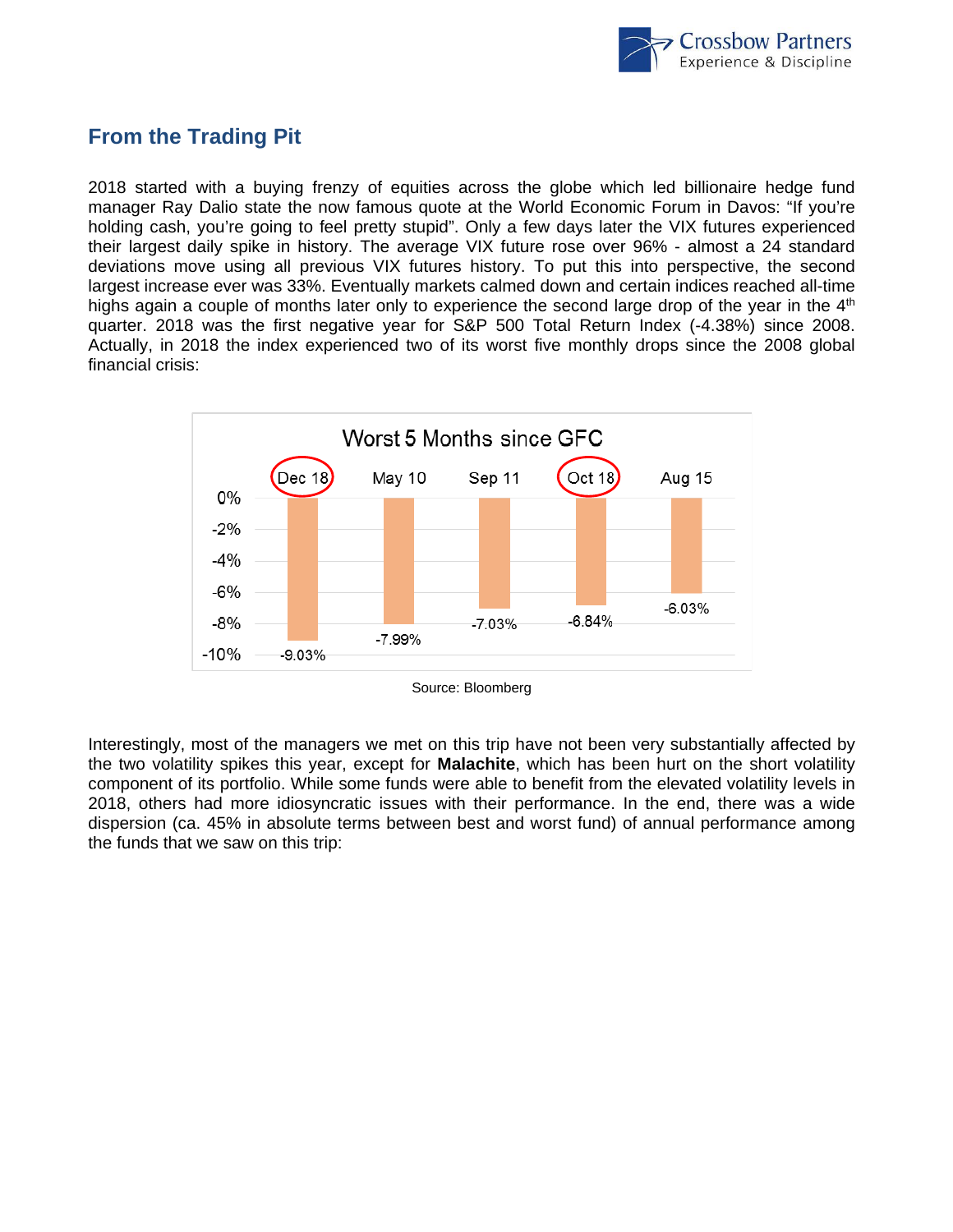## From the Trading Pit

2018 started with a buying frenzy of equities across the globe which led billionaire hedge fund manager Ray Dalio state the now famous quote at the World Economic Forum in Davos: “If you’re holding cash, you’re going to feel pretty stupid”. Only a few days later the VIX futures experienced their largest daily spike in history. The average VIX future rose over 96% - almost a 24 standard deviations move using all previous VIX futures history. To put this into perspective, the second largest increase ever was 33%. Eventually markets calmed down and certain indices reached all-time highs again a couple of months later only to experience the second large drop of the year in the 4th quarter. 2018 was the first negative year for S&P 500 Total Return Index (-4.38%) since 2008. Actually, in 2018 the index experienced two of its worst five monthly drops since the 2008 global financial crisis:

Worst 5 Months since GFC

Dec 18 | May 10 | Sep 11 | Oct 18 | Aug 15

0%
-2%
-4%
-6%
-8%
-10%

-9.03% | -7.99% | -7.03% | -6.84% | -6.03%

Source: Bloomberg

Interestingly, most of the managers we met on this trip have not been very substantially affected by the two volatility spikes this year, except for **Malachite**, which has been hurt on the short volatility component of its portfolio. While some funds were able to benefit from the elevated volatility levels in 2018, others had more idiosyncratic issues with their performance. In the end, there was a wide dispersion (ca. 45% in absolute terms between best and worst fund) of annual performance among the funds that we saw on this trip: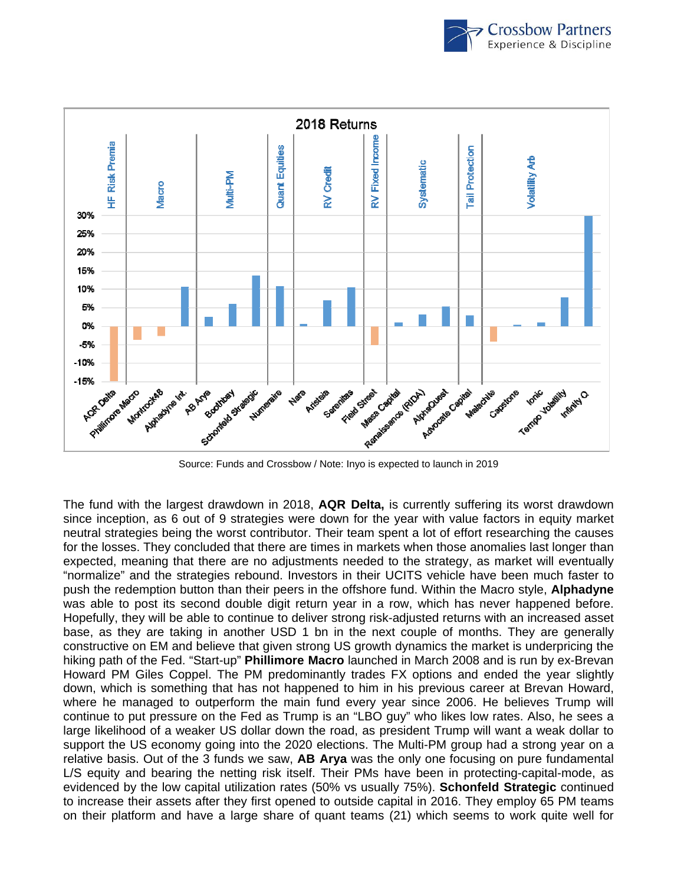2018 Returns

HF Risk Premia | Macro | Multi-PM | Quant Equities | RV Credit | RV Fixed Income | Systematic | Tail Protection | Volatility Arb

30%
25%
20%
15%
10%
5%
0%
-5%
-10%
-15%

AQR Delta, Phillimore Macro, Montrock48, Alphadyne Int., AB Arya, Boothbay, Schonfeld Strategic, Numeraire, Nara, Aristeia, Serenitas, Field Street, Masa Capital, Renaissance (RIDA), AlphaQuest, Advocate Capital, Malachite, Capstone, Ionic, Tempo Volatility, Infinity Q

Source: Funds and Crossbow / Note: Inyo is expected to launch in 2019

The fund with the largest drawdown in 2018, **AQR Delta,** is currently suffering its worst drawdown since inception, as 6 out of 9 strategies were down for the year with value factors in equity market neutral strategies being the worst contributor. Their team spent a lot of effort researching the causes for the losses. They concluded that there are times in markets when those anomalies last longer than expected, meaning that there are no adjustments needed to the strategy, as market will eventually "normalize" and the strategies rebound. Investors in their UCITS vehicle have been much faster to push the redemption button than their peers in the offshore fund. Within the Macro style, **Alphadyne** was able to post its second double digit return year in a row, which has never happened before. Hopefully, they will be able to continue to deliver strong risk-adjusted returns with an increased asset base, as they are taking in another USD 1 bn in the next couple of months. They are generally constructive on EM and believe that given strong US growth dynamics the market is underpricing the hiking path of the Fed. "Start-up" **Phillimore Macro** launched in March 2008 and is run by ex-Brevan Howard PM Giles Coppel. The PM predominantly trades FX options and ended the year slightly down, which is something that has not happened to him in his previous career at Brevan Howard, where he managed to outperform the main fund every year since 2006. He believes Trump will continue to put pressure on the Fed as Trump is an "LBO guy" who likes low rates. Also, he sees a large likelihood of a weaker US dollar down the road, as president Trump will want a weak dollar to support the US economy going into the 2020 elections. The Multi-PM group had a strong year on a relative basis. Out of the 3 funds we saw, **AB Arya** was the only one focusing on pure fundamental L/S equity and bearing the netting risk itself. Their PMs have been in protecting-capital-mode, as evidenced by the low capital utilization rates (50% vs usually 75%). **Schonfeld Strategic** continued to increase their assets after they first opened to outside capital in 2016. They employ 65 PM teams on their platform and have a large share of quant teams (21) which seems to work quite well for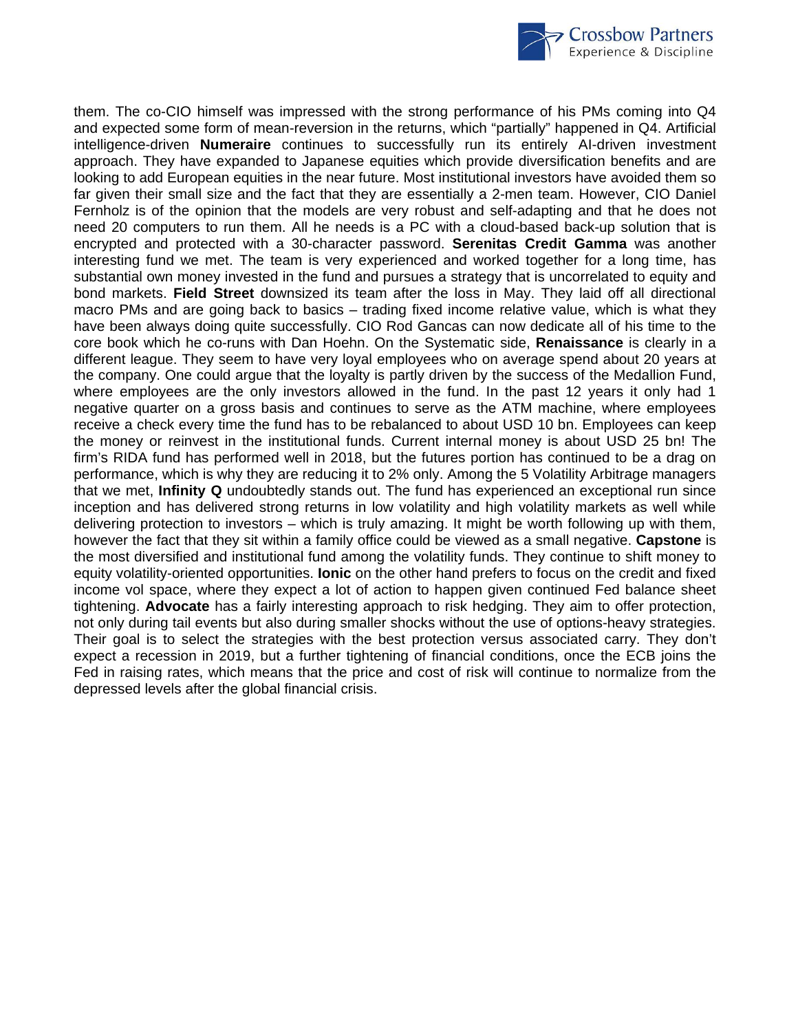them. The co-CIO himself was impressed with the strong performance of his PMs coming into Q4 and expected some form of mean-reversion in the returns, which "partially" happened in Q4. Artificial intelligence-driven **Numeraire** continues to successfully run its entirely AI-driven investment approach. They have expanded to Japanese equities which provide diversification benefits and are looking to add European equities in the near future. Most institutional investors have avoided them so far given their small size and the fact that they are essentially a 2-men team. However, CIO Daniel Fernholz is of the opinion that the models are very robust and self-adapting and that he does not need 20 computers to run them. All he needs is a PC with a cloud-based back-up solution that is encrypted and protected with a 30-character password. **Serenitas Credit Gamma** was another interesting fund we met. The team is very experienced and worked together for a long time, has substantial own money invested in the fund and pursues a strategy that is uncorrelated to equity and bond markets. **Field Street** downsized its team after the loss in May. They laid off all directional macro PMs and are going back to basics – trading fixed income relative value, which is what they have been always doing quite successfully. CIO Rod Gancas can now dedicate all of his time to the core book which he co-runs with Dan Hoehn. On the Systematic side, **Renaissance** is clearly in a different league. They seem to have very loyal employees who on average spend about 20 years at the company. One could argue that the loyalty is partly driven by the success of the Medallion Fund, where employees are the only investors allowed in the fund. In the past 12 years it only had 1 negative quarter on a gross basis and continues to serve as the ATM machine, where employees receive a check every time the fund has to be rebalanced to about USD 10 bn. Employees can keep the money or reinvest in the institutional funds. Current internal money is about USD 25 bn! The firm's RIDA fund has performed well in 2018, but the futures portion has continued to be a drag on performance, which is why they are reducing it to 2% only. Among the 5 Volatility Arbitrage managers that we met, **Infinity Q** undoubtedly stands out. The fund has experienced an exceptional run since inception and has delivered strong returns in low volatility and high volatility markets as well while delivering protection to investors – which is truly amazing. It might be worth following up with them, however the fact that they sit within a family office could be viewed as a small negative. **Capstone** is the most diversified and institutional fund among the volatility funds. They continue to shift money to equity volatility-oriented opportunities. **Ionic** on the other hand prefers to focus on the credit and fixed income vol space, where they expect a lot of action to happen given continued Fed balance sheet tightening. **Advocate** has a fairly interesting approach to risk hedging. They aim to offer protection, not only during tail events but also during smaller shocks without the use of options-heavy strategies. Their goal is to select the strategies with the best protection versus associated carry. They don't expect a recession in 2019, but a further tightening of financial conditions, once the ECB joins the Fed in raising rates, which means that the price and cost of risk will continue to normalize from the depressed levels after the global financial crisis.